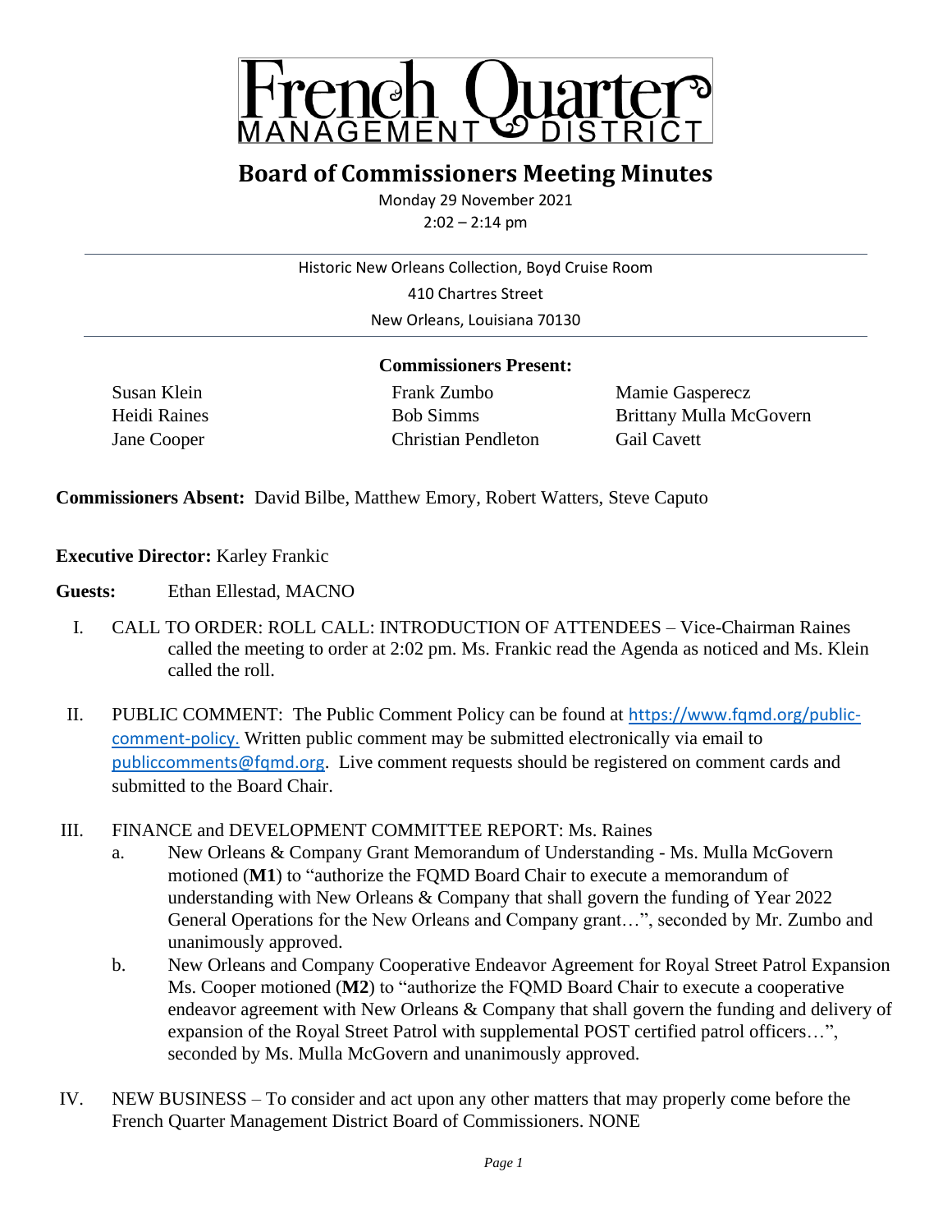# French Quarter MANAGEMENT DISTRICT

## Board of Commissioners Meeting Minutes

Monday 29 November 2021
2:02 – 2:14 pm

Historic New Orleans Collection, Boyd Cruise Room
410 Chartres Street
New Orleans, Louisiana 70130

**Commissioners Present:**

| | | |
|---|---|---|
| Susan Klein | Frank Zumbo | Mamie Gasperecz |
| Heidi Raines | Bob Simms | Brittany Mulla McGovern |
| Jane Cooper | Christian Pendleton | Gail Cavett |

**Commissioners Absent:** David Bilbe, Matthew Emory, Robert Watters, Steve Caputo

**Executive Director:** Karley Frankic

**Guests:** Ethan Ellestad, MACNO

I. CALL TO ORDER: ROLL CALL: INTRODUCTION OF ATTENDEES – Vice-Chairman Raines called the meeting to order at 2:02 pm. Ms. Frankic read the Agenda as noticed and Ms. Klein called the roll.

II. PUBLIC COMMENT: The Public Comment Policy can be found at https://www.fqmd.org/public-comment-policy. Written public comment may be submitted electronically via email to publiccomments@fqmd.org. Live comment requests should be registered on comment cards and submitted to the Board Chair.

III. FINANCE and DEVELOPMENT COMMITTEE REPORT: Ms. Raines
   a. New Orleans & Company Grant Memorandum of Understanding - Ms. Mulla McGovern motioned (**M1**) to "authorize the FQMD Board Chair to execute a memorandum of understanding with New Orleans & Company that shall govern the funding of Year 2022 General Operations for the New Orleans and Company grant…", seconded by Mr. Zumbo and unanimously approved.
   b. New Orleans and Company Cooperative Endeavor Agreement for Royal Street Patrol Expansion Ms. Cooper motioned (**M2**) to "authorize the FQMD Board Chair to execute a cooperative endeavor agreement with New Orleans & Company that shall govern the funding and delivery of expansion of the Royal Street Patrol with supplemental POST certified patrol officers…", seconded by Ms. Mulla McGovern and unanimously approved.

IV. NEW BUSINESS – To consider and act upon any other matters that may properly come before the French Quarter Management District Board of Commissioners. NONE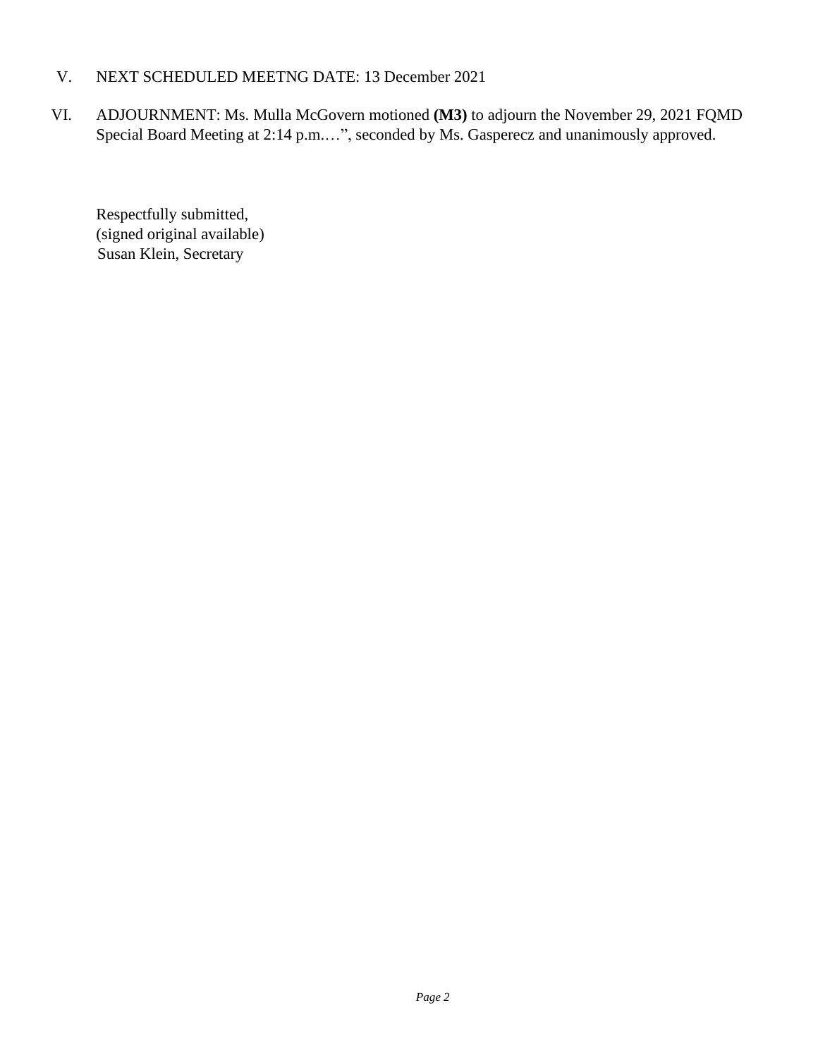V. NEXT SCHEDULED MEETNG DATE: 13 December 2021

VI. ADJOURNMENT: Ms. Mulla McGovern motioned **(M3)** to adjourn the November 29, 2021 FQMD Special Board Meeting at 2:14 p.m.…", seconded by Ms. Gasperecz and unanimously approved.

Respectfully submitted,
(signed original available)
Susan Klein, Secretary